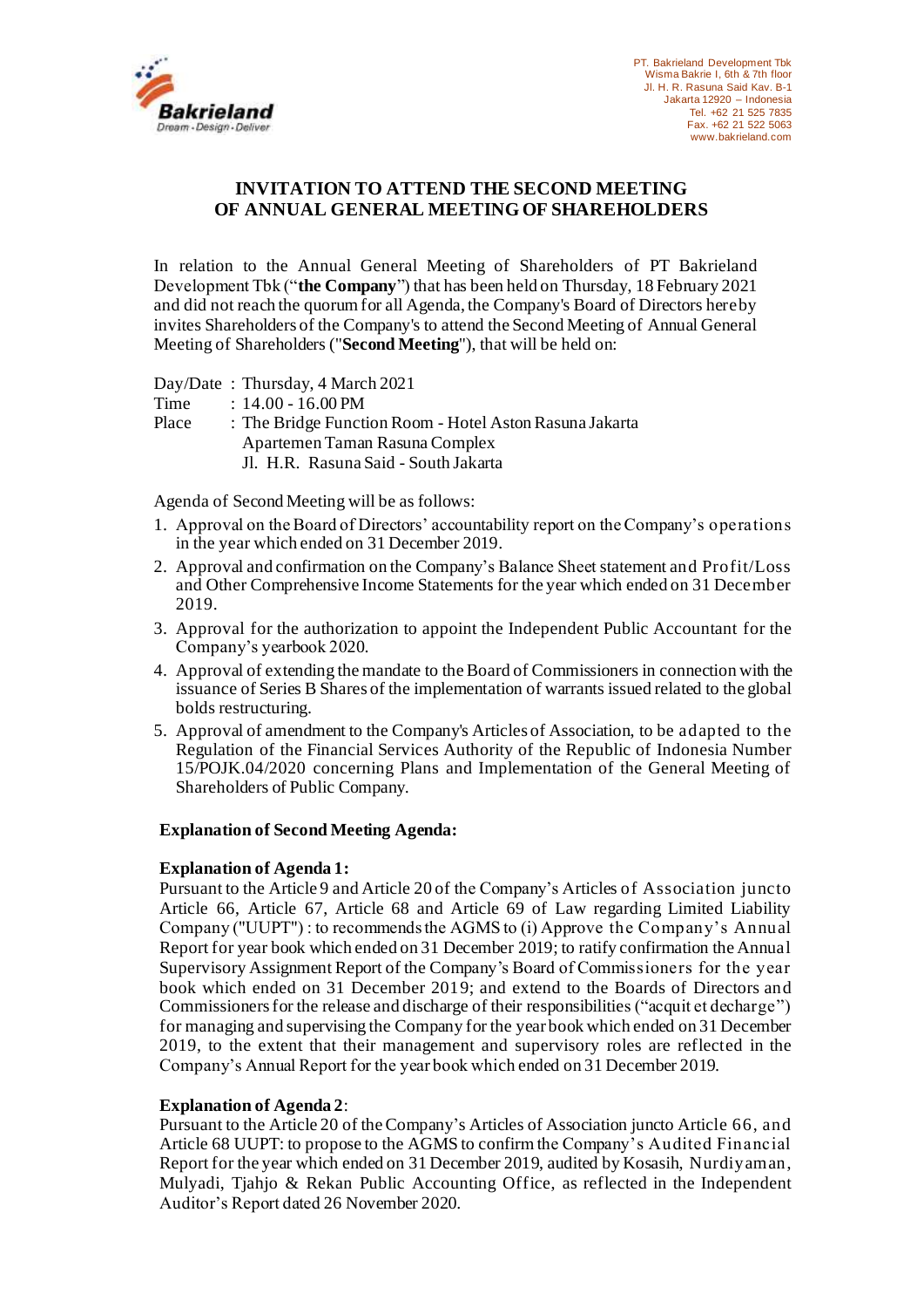PT. Bakrieland Development Tbk
Wisma Bakrie I, 6th & 7th floor
Jl. H. R. Rasuna Said Kav. B-1
Jakarta 12920 – Indonesia
Tel. +62 21 525 7835
Fax. +62 21 522 5063
www.bakrieland.com

# INVITATION TO ATTEND THE SECOND MEETING OF ANNUAL GENERAL MEETING OF SHAREHOLDERS

In relation to the Annual General Meeting of Shareholders of PT Bakrieland Development Tbk ("**the Company**") that has been held on Thursday, 18 February 2021 and did not reach the quorum for all Agenda, the Company's Board of Directors hereby invites Shareholders of the Company's to attend the Second Meeting of Annual General Meeting of Shareholders ("**Second Meeting**"), that will be held on:

Day/Date : Thursday, 4 March 2021
Time : 14.00 - 16.00 PM
Place : The Bridge Function Room - Hotel Aston Rasuna Jakarta
Apartemen Taman Rasuna Complex
Jl. H.R. Rasuna Said - South Jakarta

Agenda of Second Meeting will be as follows:

1. Approval on the Board of Directors' accountability report on the Company's operations in the year which ended on 31 December 2019.
2. Approval and confirmation on the Company's Balance Sheet statement and Profit/Loss and Other Comprehensive Income Statements for the year which ended on 31 December 2019.
3. Approval for the authorization to appoint the Independent Public Accountant for the Company's yearbook 2020.
4. Approval of extending the mandate to the Board of Commissioners in connection with the issuance of Series B Shares of the implementation of warrants issued related to the global bolds restructuring.
5. Approval of amendment to the Company's Articles of Association, to be adapted to the Regulation of the Financial Services Authority of the Republic of Indonesia Number 15/POJK.04/2020 concerning Plans and Implementation of the General Meeting of Shareholders of Public Company.

**Explanation of Second Meeting Agenda:**

**Explanation of Agenda 1:**
Pursuant to the Article 9 and Article 20 of the Company's Articles of Association juncto Article 66, Article 67, Article 68 and Article 69 of Law regarding Limited Liability Company ("UUPT") : to recommends the AGMS to (i) Approve the Company's Annual Report for year book which ended on 31 December 2019; to ratify confirmation the Annual Supervisory Assignment Report of the Company's Board of Commissioners for the year book which ended on 31 December 2019; and extend to the Boards of Directors and Commissioners for the release and discharge of their responsibilities ("acquit et decharge") for managing and supervising the Company for the year book which ended on 31 December 2019, to the extent that their management and supervisory roles are reflected in the Company's Annual Report for the year book which ended on 31 December 2019.

**Explanation of Agenda 2**:
Pursuant to the Article 20 of the Company's Articles of Association juncto Article 66, and Article 68 UUPT: to propose to the AGMS to confirm the Company's Audited Financial Report for the year which ended on 31 December 2019, audited by Kosasih, Nurdiyaman, Mulyadi, Tjahjo & Rekan Public Accounting Office, as reflected in the Independent Auditor's Report dated 26 November 2020.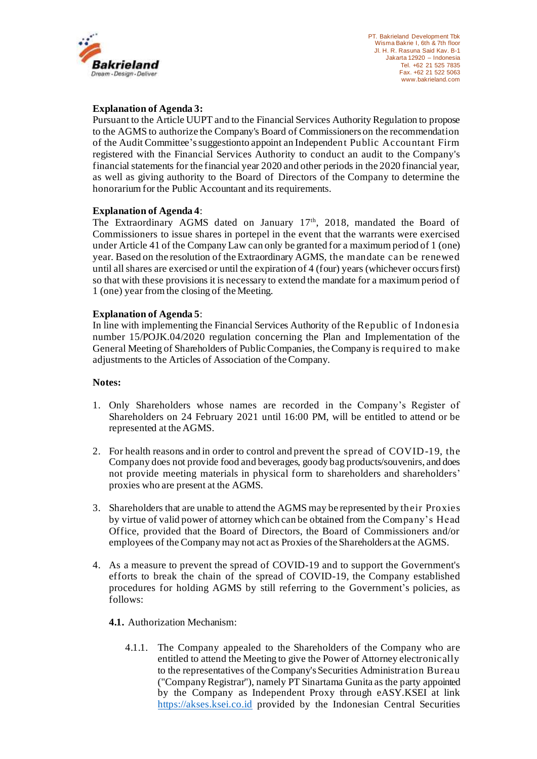**Explanation of Agenda 3:**
Pursuant to the Article UUPT and to the Financial Services Authority Regulation to propose to the AGMS to authorize the Company's Board of Commissioners on the recommendation of the Audit Committee's suggestionto appoint an Independent Public Accountant Firm registered with the Financial Services Authority to conduct an audit to the Company's financial statements for the financial year 2020 and other periods in the 2020 financial year, as well as giving authority to the Board of Directors of the Company to determine the honorarium for the Public Accountant and its requirements.

**Explanation of Agenda 4**:
The Extraordinary AGMS dated on January 17th, 2018, mandated the Board of Commissioners to issue shares in portepel in the event that the warrants were exercised under Article 41 of the Company Law can only be granted for a maximum period of 1 (one) year. Based on the resolution of the Extraordinary AGMS, the mandate can be renewed until all shares are exercised or until the expiration of 4 (four) years (whichever occurs first) so that with these provisions it is necessary to extend the mandate for a maximum period of 1 (one) year from the closing of the Meeting.

**Explanation of Agenda 5**:
In line with implementing the Financial Services Authority of the Republic of Indonesia number 15/POJK.04/2020 regulation concerning the Plan and Implementation of the General Meeting of Shareholders of Public Companies, the Company is required to make adjustments to the Articles of Association of the Company.

**Notes:**

1. Only Shareholders whose names are recorded in the Company's Register of Shareholders on 24 February 2021 until 16:00 PM, will be entitled to attend or be represented at the AGMS.

2. For health reasons and in order to control and prevent the spread of COVID-19, the Company does not provide food and beverages, goody bag products/souvenirs, and does not provide meeting materials in physical form to shareholders and shareholders' proxies who are present at the AGMS.

3. Shareholders that are unable to attend the AGMS may be represented by their Proxies by virtue of valid power of attorney which can be obtained from the Company's Head Office, provided that the Board of Directors, the Board of Commissioners and/or employees of the Company may not act as Proxies of the Shareholders at the AGMS.

4. As a measure to prevent the spread of COVID-19 and to support the Government's efforts to break the chain of the spread of COVID-19, the Company established procedures for holding AGMS by still referring to the Government's policies, as follows:

   **4.1.** Authorization Mechanism:

   4.1.1. The Company appealed to the Shareholders of the Company who are entitled to attend the Meeting to give the Power of Attorney electronically to the representatives of the Company's Securities Administration Bureau ("Company Registrar"), namely PT Sinartama Gunita as the party appointed by the Company as Independent Proxy through eASY.KSEI at link https://akses.ksei.co.id provided by the Indonesian Central Securities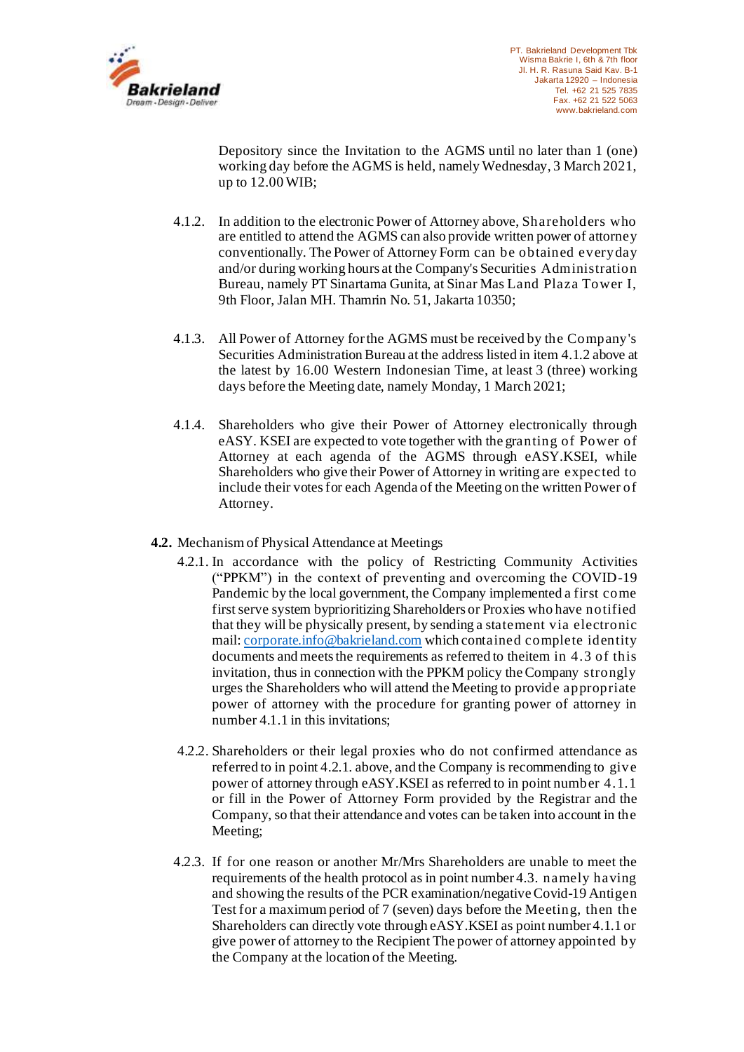Depository since the Invitation to the AGMS until no later than 1 (one) working day before the AGMS is held, namely Wednesday, 3 March 2021, up to 12.00 WIB;

4.1.2. In addition to the electronic Power of Attorney above, Shareholders who are entitled to attend the AGMS can also provide written power of attorney conventionally. The Power of Attorney Form can be obtained everyday and/or during working hours at the Company's Securities Administration Bureau, namely PT Sinartama Gunita, at Sinar Mas Land Plaza Tower I, 9th Floor, Jalan MH. Thamrin No. 51, Jakarta 10350;

4.1.3. All Power of Attorney for the AGMS must be received by the Company's Securities Administration Bureau at the address listed in item 4.1.2 above at the latest by 16.00 Western Indonesian Time, at least 3 (three) working days before the Meeting date, namely Monday, 1 March 2021;

4.1.4. Shareholders who give their Power of Attorney electronically through eASY. KSEI are expected to vote together with the granting of Power of Attorney at each agenda of the AGMS through eASY.KSEI, while Shareholders who give their Power of Attorney in writing are expected to include their votes for each Agenda of the Meeting on the written Power of Attorney.

**4.2.** Mechanism of Physical Attendance at Meetings

4.2.1. In accordance with the policy of Restricting Community Activities ("PPKM") in the context of preventing and overcoming the COVID-19 Pandemic by the local government, the Company implemented a first come first serve system byprioritizing Shareholders or Proxies who have notified that they will be physically present, by sending a statement via electronic mail: corporate.info@bakrieland.com which contained complete identity documents and meets the requirements as referred to theitem in 4.3 of this invitation, thus in connection with the PPKM policy the Company strongly urges the Shareholders who will attend the Meeting to provide appropriate power of attorney with the procedure for granting power of attorney in number 4.1.1 in this invitations;

4.2.2. Shareholders or their legal proxies who do not confirmed attendance as referred to in point 4.2.1. above, and the Company is recommending to give power of attorney through eASY.KSEI as referred to in point number 4.1.1 or fill in the Power of Attorney Form provided by the Registrar and the Company, so that their attendance and votes can be taken into account in the Meeting;

4.2.3. If for one reason or another Mr/Mrs Shareholders are unable to meet the requirements of the health protocol as in point number 4.3. namely having and showing the results of the PCR examination/negative Covid-19 Antigen Test for a maximum period of 7 (seven) days before the Meeting, then the Shareholders can directly vote through eASY.KSEI as point number 4.1.1 or give power of attorney to the Recipient The power of attorney appointed by the Company at the location of the Meeting.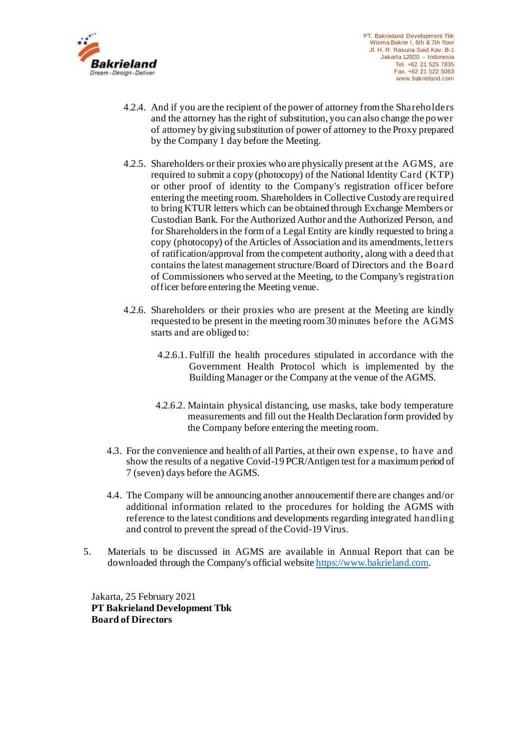4.2.4. And if you are the recipient of the power of attorney from the Shareholders and the attorney has the right of substitution, you can also change the power of attorney by giving substitution of power of attorney to the Proxy prepared by the Company 1 day before the Meeting.

4.2.5. Shareholders or their proxies who are physically present at the AGMS, are required to submit a copy (photocopy) of the National Identity Card (KTP) or other proof of identity to the Company's registration officer before entering the meeting room. Shareholders in Collective Custody are required to bring KTUR letters which can be obtained through Exchange Members or Custodian Bank. For the Authorized Author and the Authorized Person, and for Shareholders in the form of a Legal Entity are kindly requested to bring a copy (photocopy) of the Articles of Association and its amendments, letters of ratification/approval from the competent authority, along with a deed that contains the latest management structure/Board of Directors and the Board of Commissioners who served at the Meeting, to the Company's registration officer before entering the Meeting venue.

4.2.6. Shareholders or their proxies who are present at the Meeting are kindly requested to be present in the meeting room 30 minutes before the AGMS starts and are obliged to:

4.2.6.1. Fulfill the health procedures stipulated in accordance with the Government Health Protocol which is implemented by the Building Manager or the Company at the venue of the AGMS.

4.2.6.2. Maintain physical distancing, use masks, take body temperature measurements and fill out the Health Declaration form provided by the Company before entering the meeting room.

4.3. For the convenience and health of all Parties, at their own expense, to have and show the results of a negative Covid-19 PCR/Antigen test for a maximum period of 7 (seven) days before the AGMS.

4.4. The Company will be announcing another annoucementif there are changes and/or additional information related to the procedures for holding the AGMS with reference to the latest conditions and developments regarding integrated handling and control to prevent the spread of the Covid-19 Virus.

5. Materials to be discussed in AGMS are available in Annual Report that can be downloaded through the Company's official website https://www.bakrieland.com.

Jakarta, 25 February 2021
**PT Bakrieland Development Tbk**
**Board of Directors**